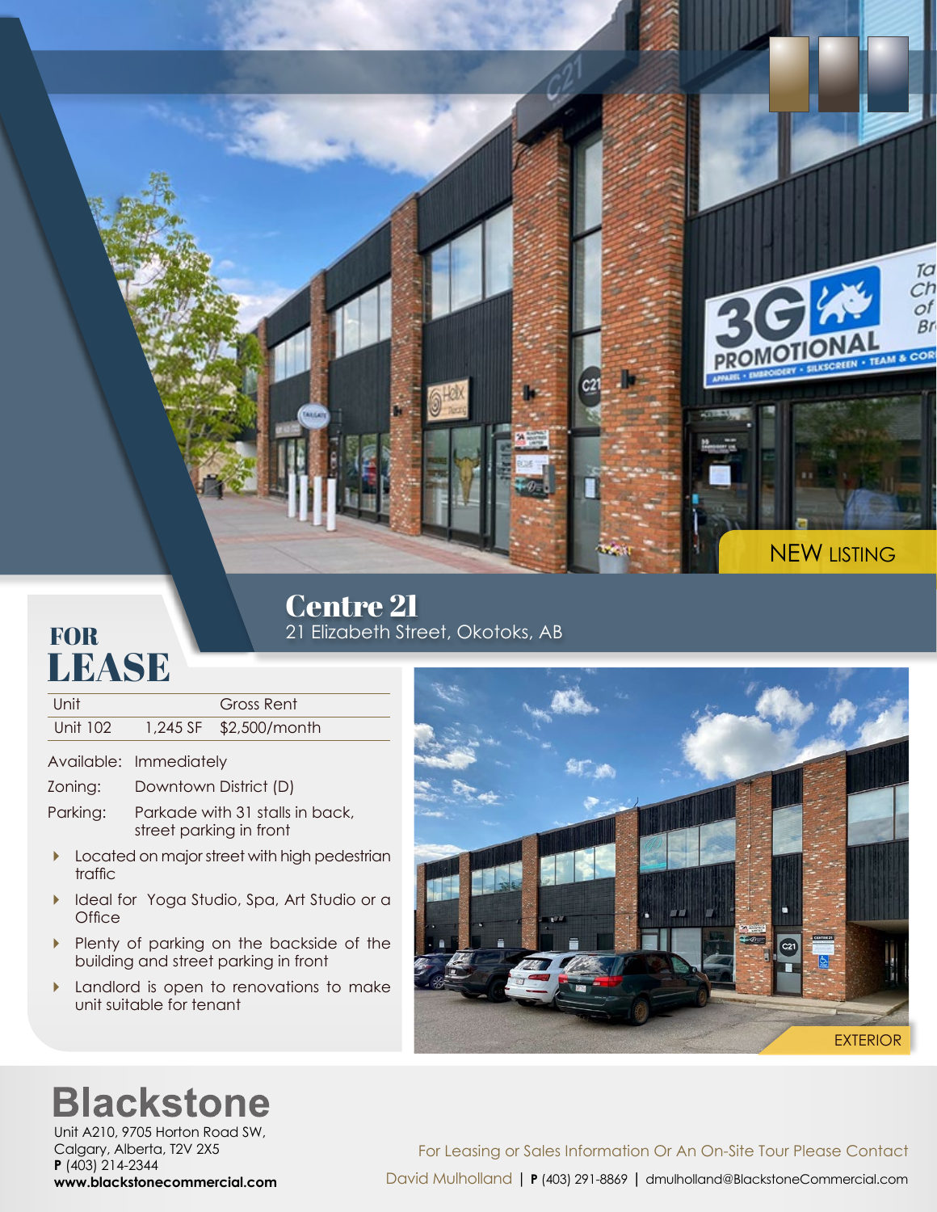NEW LISTING

# Centre 21

21 Elizabeth Street, Okotoks, AB

## FOR LEASE

| Unit | | Gross Rent |
|---|---|---|
| Unit 102 | 1,245 SF | $2,500/month |

Available: Immediately

Zoning: Downtown District (D)

Parking: Parkade with 31 stalls in back, street parking in front

- Located on major street with high pedestrian traffic
- Ideal for Yoga Studio, Spa, Art Studio or a Office
- Plenty of parking on the backside of the building and street parking in front
- Landlord is open to renovations to make unit suitable for tenant

EXTERIOR

**Blackstone**

Unit A210, 9705 Horton Road SW,
Calgary, Alberta, T2V 2X5
**P** (403) 214-2344
**www.blackstonecommercial.com**

For Leasing or Sales Information Or An On-Site Tour Please Contact

David Mulholland | **P** (403) 291-8869 | dmulholland@BlackstoneCommercial.com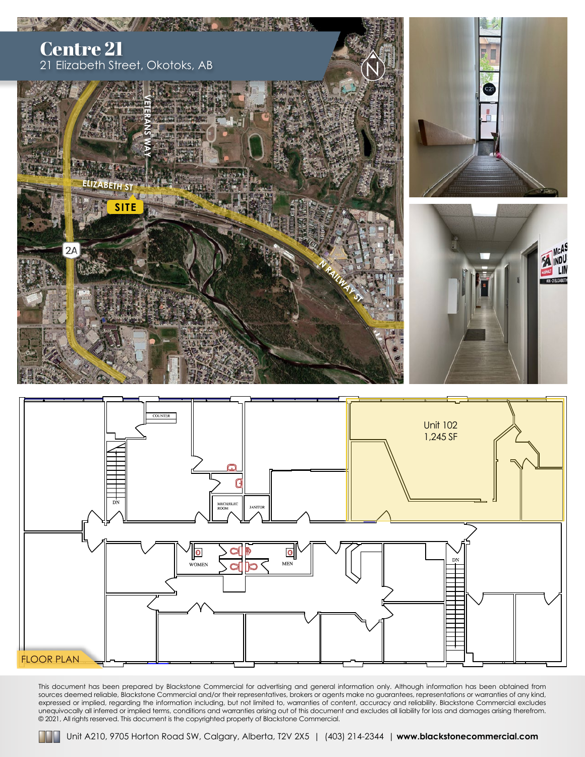# Centre 21

21 Elizabeth Street, Okotoks, AB

SITE

ELIZABETH ST

VETERANS WAY

N RAILWAY ST

2A

Unit 102
1,245 SF

COUNTER

MECH/ELEC ROOM

JANITOR

WOMEN

MEN

DN

DN

FLOOR PLAN

This document has been prepared by Blackstone Commercial for advertising and general information only. Although information has been obtained from sources deemed reliable, Blackstone Commercial and/or their representatives, brokers or agents make no guarantees, representations or warranties of any kind, expressed or implied, regarding the information including, but not limited to, warranties of content, accuracy and reliability. Blackstone Commercial excludes unequivocally all inferred or implied terms, conditions and warranties arising out of this document and excludes all liability for loss and damages arising therefrom. © 2021, All rights reserved. This document is the copyrighted property of Blackstone Commercial.

Unit A210, 9705 Horton Road SW, Calgary, Alberta, T2V 2X5 | (403) 214-2344 | **www.blackstonecommercial.com**